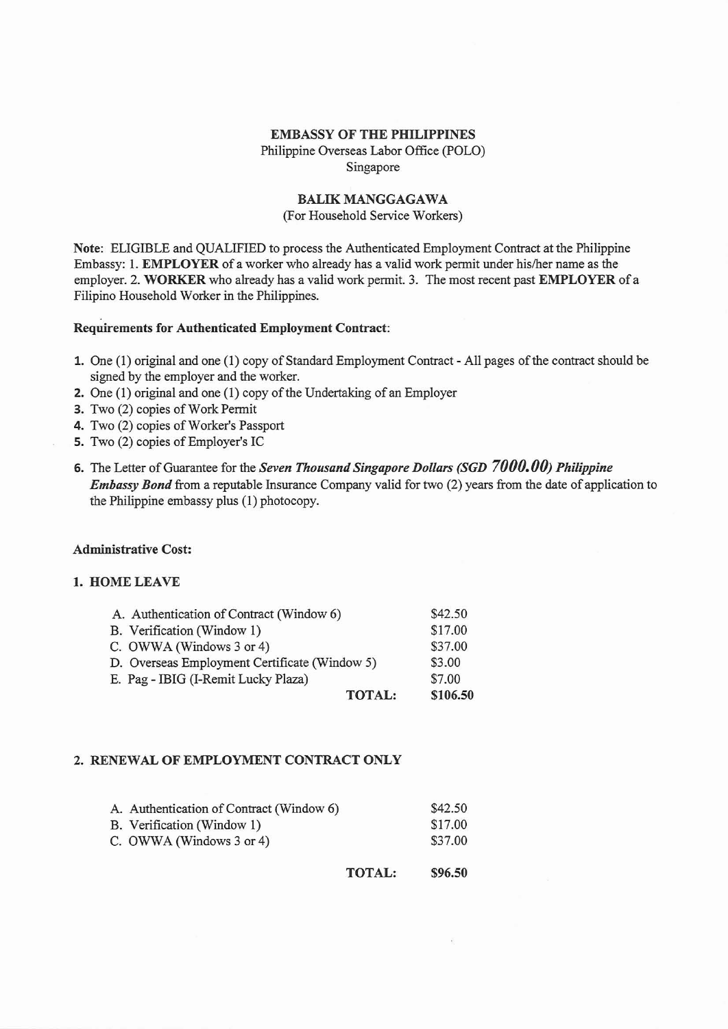**EMBASSY OF THE PHILIPPINES**
Philippine Overseas Labor Office (POLO)
Singapore

**BALIK MANGGAGAWA**
(For Household Service Workers)

**Note**: ELIGIBLE and QUALIFIED to process the Authenticated Employment Contract at the Philippine Embassy: 1. **EMPLOYER** of a worker who already has a valid work permit under his/her name as the employer. 2. **WORKER** who already has a valid work permit. 3. The most recent past **EMPLOYER** of a Filipino Household Worker in the Philippines.

**Requirements for Authenticated Employment Contract**:

1. One (1) original and one (1) copy of Standard Employment Contract - All pages of the contract should be signed by the employer and the worker.
2. One (1) original and one (1) copy of the Undertaking of an Employer
3. Two (2) copies of Work Permit
4. Two (2) copies of Worker's Passport
5. Two (2) copies of Employer's IC
6. The Letter of Guarantee for the ***Seven Thousand Singapore Dollars (SGD 7000.00) Philippine Embassy Bond*** from a reputable Insurance Company valid for two (2) years from the date of application to the Philippine embassy plus (1) photocopy.

**Administrative Cost:**

**1. HOME LEAVE**

| | |
|---|---|
| A. Authentication of Contract (Window 6) | $42.50 |
| B. Verification (Window 1) | $17.00 |
| C. OWWA (Windows 3 or 4) | $37.00 |
| D. Overseas Employment Certificate (Window 5) | $3.00 |
| E. Pag - IBIG (I-Remit Lucky Plaza) | $7.00 |
| **TOTAL:** | **$106.50** |

**2. RENEWAL OF EMPLOYMENT CONTRACT ONLY**

| | |
|---|---|
| A. Authentication of Contract (Window 6) | $42.50 |
| B. Verification (Window 1) | $17.00 |
| C. OWWA (Windows 3 or 4) | $37.00 |
| **TOTAL:** | **$96.50** |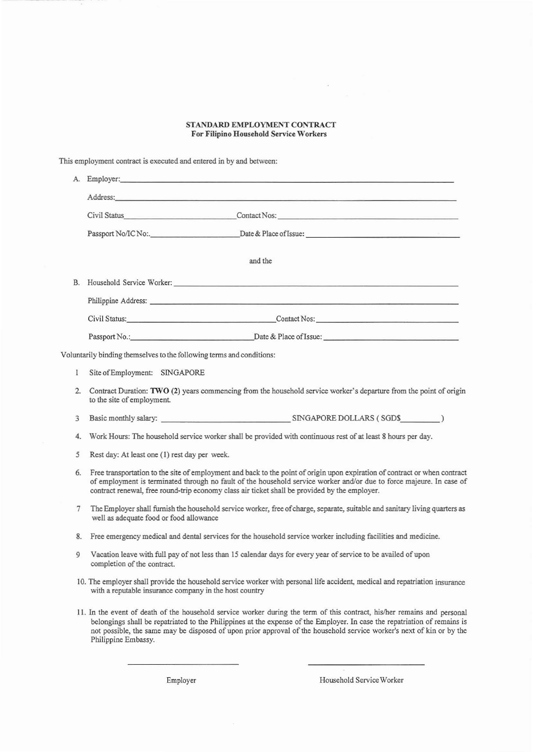**STANDARD EMPLOYMENT CONTRACT**
**For Filipino Household Service Workers**

This employment contract is executed and entered in by and between:

A. Employer: ________________________________________

Address: ________________________________________

Civil Status ____________________ Contact Nos: ____________________

Passport No/IC No:. ____________________ Date & Place of Issue: ____________________

and the

B. Household Service Worker: ________________________________________

Philippine Address: ________________________________________

Civil Status: ____________________ Contact Nos: ____________________

Passport No.: ____________________ Date & Place of Issue: ____________________

Voluntarily binding themselves to the following terms and conditions:

1. Site of Employment: SINGAPORE
2. Contract Duration: **TWO (2)** years commencing from the household service worker's departure from the point of origin to the site of employment.
3. Basic monthly salary: ____________________ SINGAPORE DOLLARS ( SGD$__________ )
4. Work Hours: The household service worker shall be provided with continuous rest of at least 8 hours per day.
5. Rest day: At least one (1) rest day per week.
6. Free transportation to the site of employment and back to the point of origin upon expiration of contract or when contract of employment is terminated through no fault of the household service worker and/or due to force majeure. In case of contract renewal, free round-trip economy class air ticket shall be provided by the employer.
7. The Employer shall furnish the household service worker, free of charge, separate, suitable and sanitary living quarters as well as adequate food or food allowance
8. Free emergency medical and dental services for the household service worker including facilities and medicine.
9. Vacation leave with full pay of not less than 15 calendar days for every year of service to be availed of upon completion of the contract.
10. The employer shall provide the household service worker with personal life accident, medical and repatriation insurance with a reputable insurance company in the host country
11. In the event of death of the household service worker during the term of this contract, his/her remains and personal belongings shall be repatriated to the Philippines at the expense of the Employer. In case the repatriation of remains is not possible, the same may be disposed of upon prior approval of the household service worker's next of kin or by the Philippine Embassy.

____________________ ____________________

Employer Household Service Worker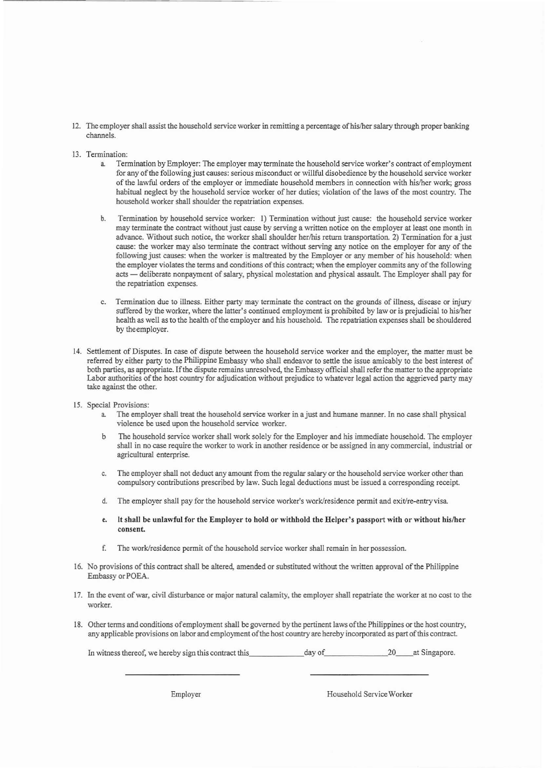12. The employer shall assist the household service worker in remitting a percentage of his/her salary through proper banking channels.

13. Termination:
    a. Termination by Employer: The employer may terminate the household service worker's contract of employment for any of the following just causes: serious misconduct or willful disobedience by the household service worker of the lawful orders of the employer or immediate household members in connection with his/her work; gross habitual neglect by the household service worker of her duties; violation of the laws of the most country. The household worker shall shoulder the repatriation expenses.

    b. Termination by household service worker: 1) Termination without just cause: the household service worker may terminate the contract without just cause by serving a written notice on the employer at least one month in advance. Without such notice, the worker shall shoulder her/his return transportation. 2) Termination for a just cause: the worker may also terminate the contract without serving any notice on the employer for any of the following just causes: when the worker is maltreated by the Employer or any member of his household: when the employer violates the terms and conditions of this contract; when the employer commits any of the following acts — deliberate nonpayment of salary, physical molestation and physical assault. The Employer shall pay for the repatriation expenses.

    c. Termination due to illness. Either party may terminate the contract on the grounds of illness, disease or injury suffered by the worker, where the latter's continued employment is prohibited by law or is prejudicial to his/her health as well as to the health of the employer and his household. The repatriation expenses shall be shouldered by the employer.

14. Settlement of Disputes. In case of dispute between the household service worker and the employer, the matter must be referred by either party to the Philippine Embassy who shall endeavor to settle the issue amicably to the best interest of both parties, as appropriate. If the dispute remains unresolved, the Embassy official shall refer the matter to the appropriate Labor authorities of the host country for adjudication without prejudice to whatever legal action the aggrieved party may take against the other.

15. Special Provisions:
    a. The employer shall treat the household service worker in a just and humane manner. In no case shall physical violence be used upon the household service worker.

    b. The household service worker shall work solely for the Employer and his immediate household. The employer shall in no case require the worker to work in another residence or be assigned in any commercial, industrial or agricultural enterprise.

    c. The employer shall not deduct any amount from the regular salary or the household service worker other than compulsory contributions prescribed by law. Such legal deductions must be issued a corresponding receipt.

    d. The employer shall pay for the household service worker's work/residence permit and exit/re-entry visa.

    e. **It shall be unlawful for the Employer to hold or withhold the Helper's passport with or without his/her consent.**

    f. The work/residence permit of the household service worker shall remain in her possession.

16. No provisions of this contract shall be altered, amended or substituted without the written approval of the Philippine Embassy or POEA.

17. In the event of war, civil disturbance or major natural calamity, the employer shall repatriate the worker at no cost to the worker.

18. Other terms and conditions of employment shall be governed by the pertinent laws of the Philippines or the host country, any applicable provisions on labor and employment of the host country are hereby incorporated as part of this contract.

In witness thereof, we hereby sign this contract this\_\_\_\_\_\_\_\_\_\_\_\_day of\_\_\_\_\_\_\_\_\_\_\_\_\_\_20\_\_\_\_at Singapore.

\_\_\_\_\_\_\_\_\_\_\_\_\_\_\_\_\_\_\_\_\_\_\_\_ \_\_\_\_\_\_\_\_\_\_\_\_\_\_\_\_\_\_\_\_\_\_\_\_

Employer Household Service Worker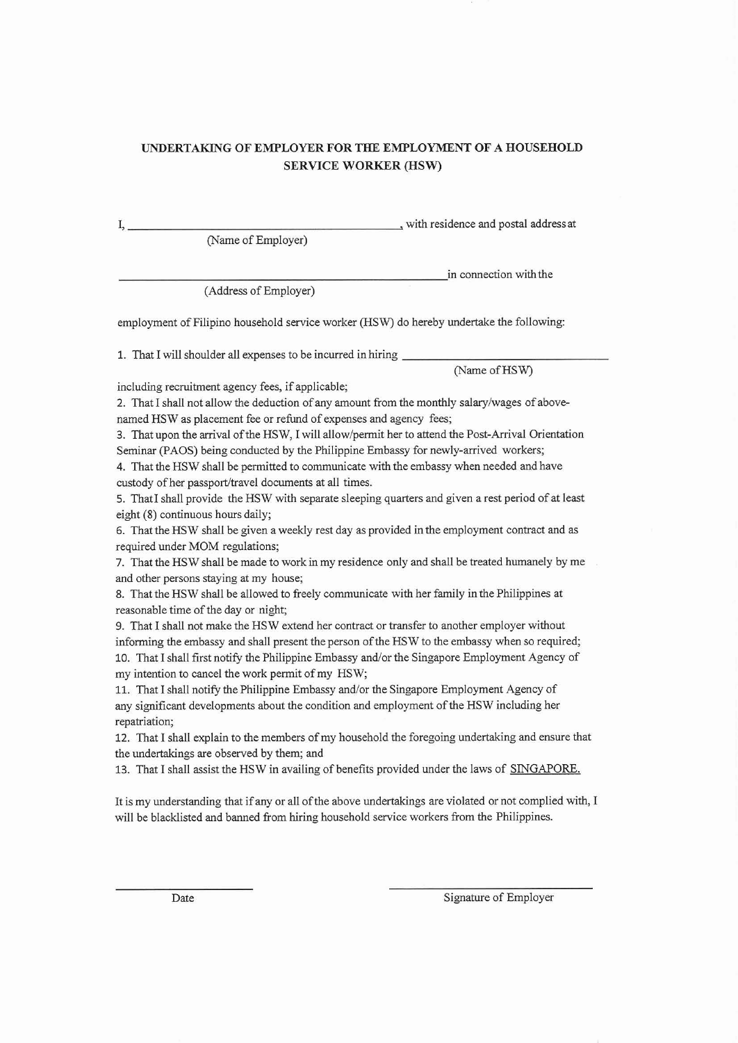## UNDERTAKING OF EMPLOYER FOR THE EMPLOYMENT OF A HOUSEHOLD SERVICE WORKER (HSW)

I, ____________________________________________, with residence and postal address at
(Name of Employer)

____________________________________________ in connection with the
(Address of Employer)

employment of Filipino household service worker (HSW) do hereby undertake the following:

1. That I will shoulder all expenses to be incurred in hiring ______________________________
(Name of HSW)
including recruitment agency fees, if applicable;
2. That I shall not allow the deduction of any amount from the monthly salary/wages of above-named HSW as placement fee or refund of expenses and agency fees;
3. That upon the arrival of the HSW, I will allow/permit her to attend the Post-Arrival Orientation Seminar (PAOS) being conducted by the Philippine Embassy for newly-arrived workers;
4. That the HSW shall be permitted to communicate with the embassy when needed and have custody of her passport/travel documents at all times.
5. That I shall provide the HSW with separate sleeping quarters and given a rest period of at least eight (8) continuous hours daily;
6. That the HSW shall be given a weekly rest day as provided in the employment contract and as required under MOM regulations;
7. That the HSW shall be made to work in my residence only and shall be treated humanely by me and other persons staying at my house;
8. That the HSW shall be allowed to freely communicate with her family in the Philippines at reasonable time of the day or night;
9. That I shall not make the HSW extend her contract or transfer to another employer without informing the embassy and shall present the person of the HSW to the embassy when so required;
10. That I shall first notify the Philippine Embassy and/or the Singapore Employment Agency of my intention to cancel the work permit of my HSW;
11. That I shall notify the Philippine Embassy and/or the Singapore Employment Agency of any significant developments about the condition and employment of the HSW including her repatriation;
12. That I shall explain to the members of my household the foregoing undertaking and ensure that the undertakings are observed by them; and
13. That I shall assist the HSW in availing of benefits provided under the laws of SINGAPORE.

It is my understanding that if any or all of the above undertakings are violated or not complied with, I will be blacklisted and banned from hiring household service workers from the Philippines.

____________________ ____________________________
Date Signature of Employer